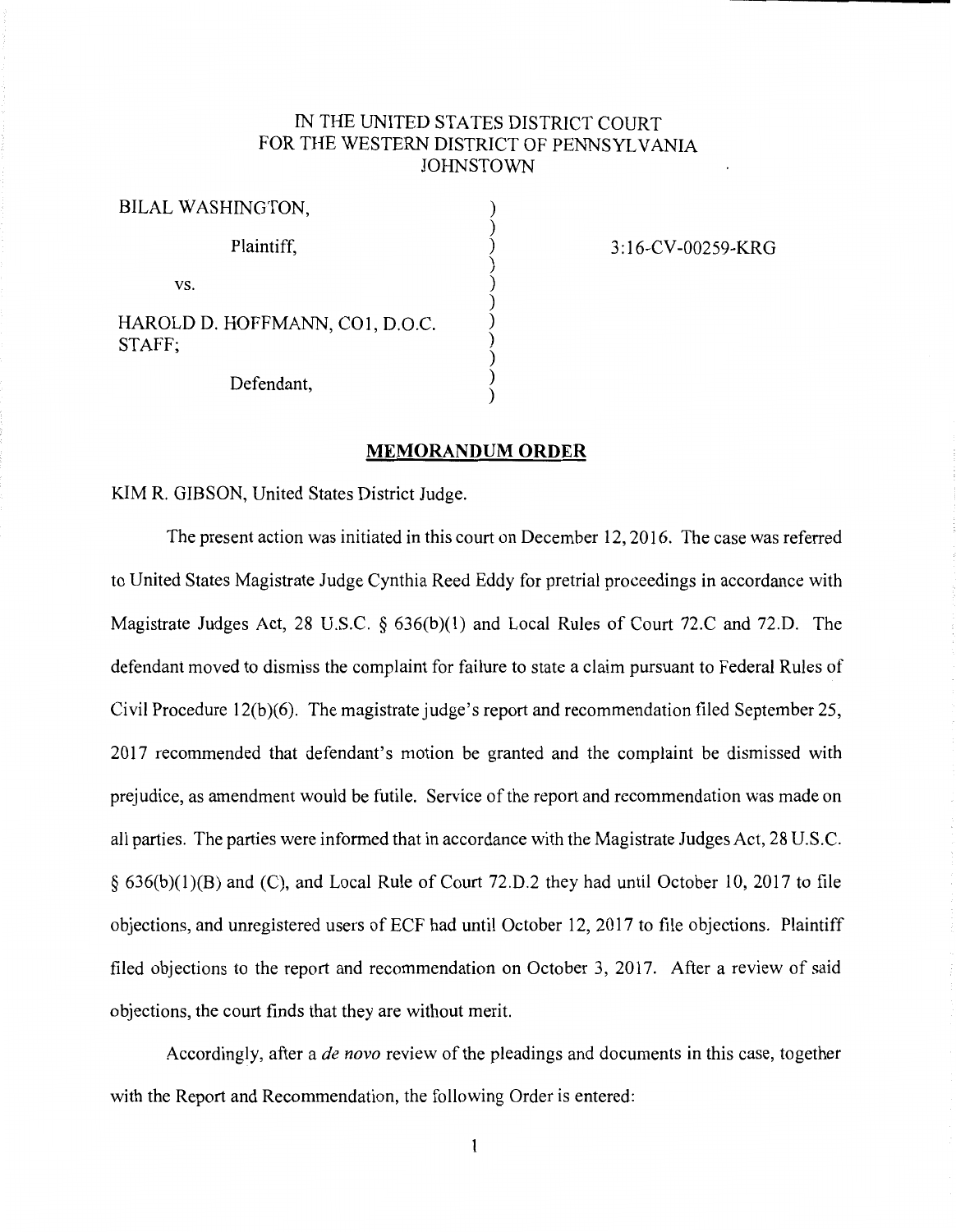IN THE UNITED STATES DISTRICT COURT
FOR THE WESTERN DISTRICT OF PENNSYLVANIA
JOHNSTOWN

BILAL WASHINGTON,

Plaintiff,

vs.

HAROLD D. HOFFMANN, CO1, D.O.C. STAFF;

Defendant,

3:16-CV-00259-KRG

## MEMORANDUM ORDER

KIM R. GIBSON, United States District Judge.

The present action was initiated in this court on December 12, 2016. The case was referred to United States Magistrate Judge Cynthia Reed Eddy for pretrial proceedings in accordance with Magistrate Judges Act, 28 U.S.C. § 636(b)(1) and Local Rules of Court 72.C and 72.D. The defendant moved to dismiss the complaint for failure to state a claim pursuant to Federal Rules of Civil Procedure 12(b)(6). The magistrate judge's report and recommendation filed September 25, 2017 recommended that defendant's motion be granted and the complaint be dismissed with prejudice, as amendment would be futile. Service of the report and recommendation was made on all parties. The parties were informed that in accordance with the Magistrate Judges Act, 28 U.S.C. § 636(b)(1)(B) and (C), and Local Rule of Court 72.D.2 they had until October 10, 2017 to file objections, and unregistered users of ECF had until October 12, 2017 to file objections. Plaintiff filed objections to the report and recommendation on October 3, 2017. After a review of said objections, the court finds that they are without merit.

Accordingly, after a *de novo* review of the pleadings and documents in this case, together with the Report and Recommendation, the following Order is entered: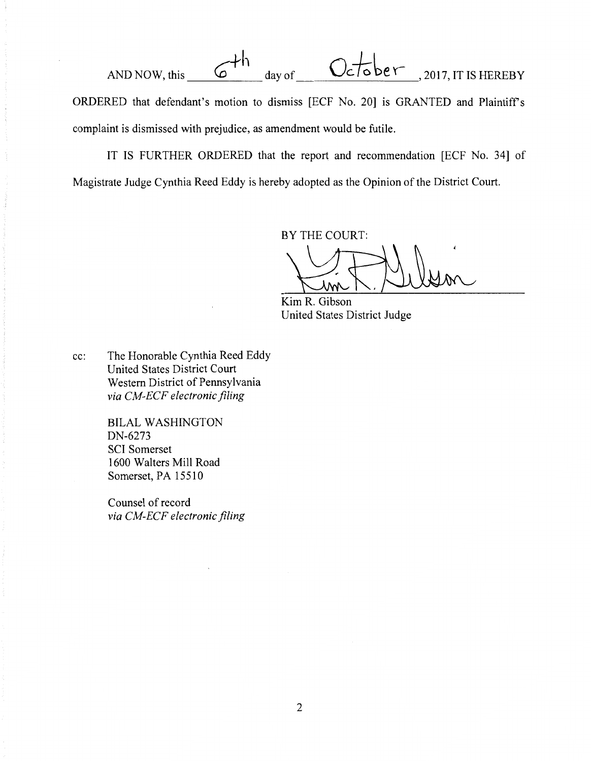AND NOW, this 6th day of October, 2017, IT IS HEREBY ORDERED that defendant's motion to dismiss [ECF No. 20] is GRANTED and Plaintiff's complaint is dismissed with prejudice, as amendment would be futile.

IT IS FURTHER ORDERED that the report and recommendation [ECF No. 34] of Magistrate Judge Cynthia Reed Eddy is hereby adopted as the Opinion of the District Court.

BY THE COURT:

Kim R. Gibson
United States District Judge

cc: The Honorable Cynthia Reed Eddy
United States District Court
Western District of Pennsylvania
*via CM-ECF electronic filing*

BILAL WASHINGTON
DN-6273
SCI Somerset
1600 Walters Mill Road
Somerset, PA 15510

Counsel of record
*via CM-ECF electronic filing*